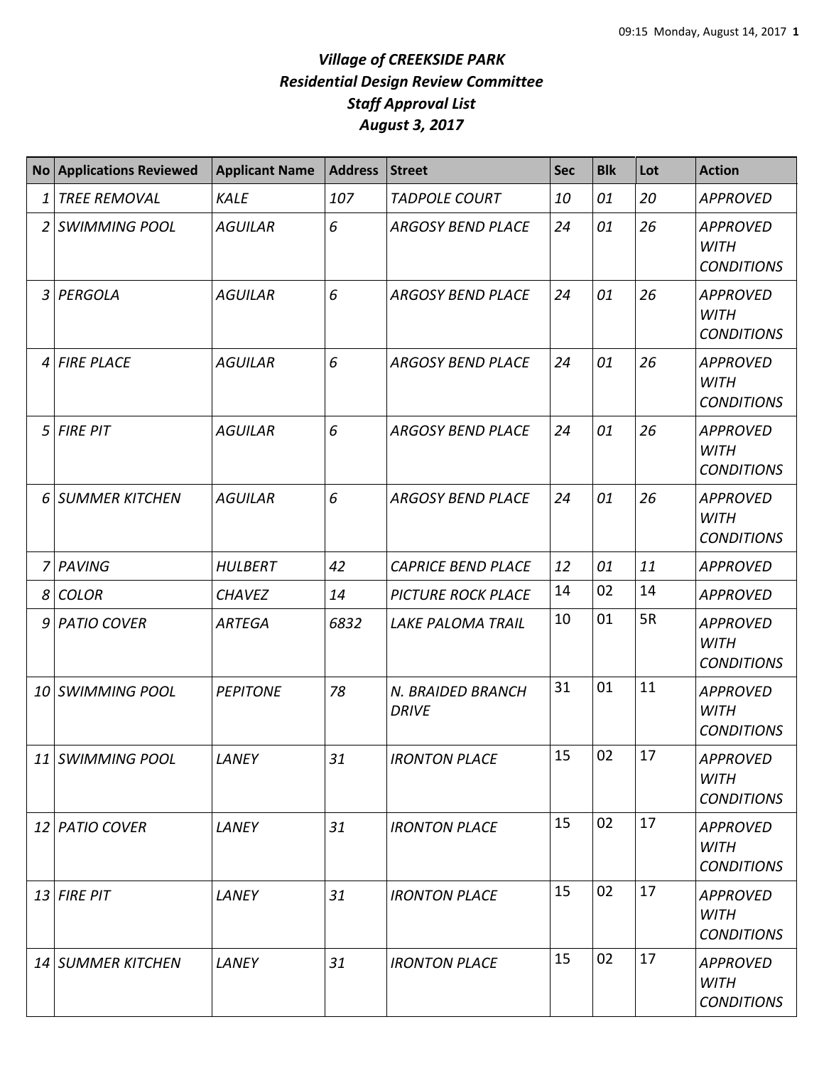# *Village of CREEKSIDE PARK*
## *Residential Design Review Committee*
## *Staff Approval List*
## *August 3, 2017*

| No | Applications Reviewed | Applicant Name | Address | Street | Sec | Blk | Lot | Action |
|---|---|---|---|---|---|---|---|---|
| 1 | TREE REMOVAL | KALE | 107 | TADPOLE COURT | 10 | 01 | 20 | APPROVED |
| 2 | SWIMMING POOL | AGUILAR | 6 | ARGOSY BEND PLACE | 24 | 01 | 26 | APPROVED WITH CONDITIONS |
| 3 | PERGOLA | AGUILAR | 6 | ARGOSY BEND PLACE | 24 | 01 | 26 | APPROVED WITH CONDITIONS |
| 4 | FIRE PLACE | AGUILAR | 6 | ARGOSY BEND PLACE | 24 | 01 | 26 | APPROVED WITH CONDITIONS |
| 5 | FIRE PIT | AGUILAR | 6 | ARGOSY BEND PLACE | 24 | 01 | 26 | APPROVED WITH CONDITIONS |
| 6 | SUMMER KITCHEN | AGUILAR | 6 | ARGOSY BEND PLACE | 24 | 01 | 26 | APPROVED WITH CONDITIONS |
| 7 | PAVING | HULBERT | 42 | CAPRICE BEND PLACE | 12 | 01 | 11 | APPROVED |
| 8 | COLOR | CHAVEZ | 14 | PICTURE ROCK PLACE | 14 | 02 | 14 | APPROVED |
| 9 | PATIO COVER | ARTEGA | 6832 | LAKE PALOMA TRAIL | 10 | 01 | 5R | APPROVED WITH CONDITIONS |
| 10 | SWIMMING POOL | PEPITONE | 78 | N. BRAIDED BRANCH DRIVE | 31 | 01 | 11 | APPROVED WITH CONDITIONS |
| 11 | SWIMMING POOL | LANEY | 31 | IRONTON PLACE | 15 | 02 | 17 | APPROVED WITH CONDITIONS |
| 12 | PATIO COVER | LANEY | 31 | IRONTON PLACE | 15 | 02 | 17 | APPROVED WITH CONDITIONS |
| 13 | FIRE PIT | LANEY | 31 | IRONTON PLACE | 15 | 02 | 17 | APPROVED WITH CONDITIONS |
| 14 | SUMMER KITCHEN | LANEY | 31 | IRONTON PLACE | 15 | 02 | 17 | APPROVED WITH CONDITIONS |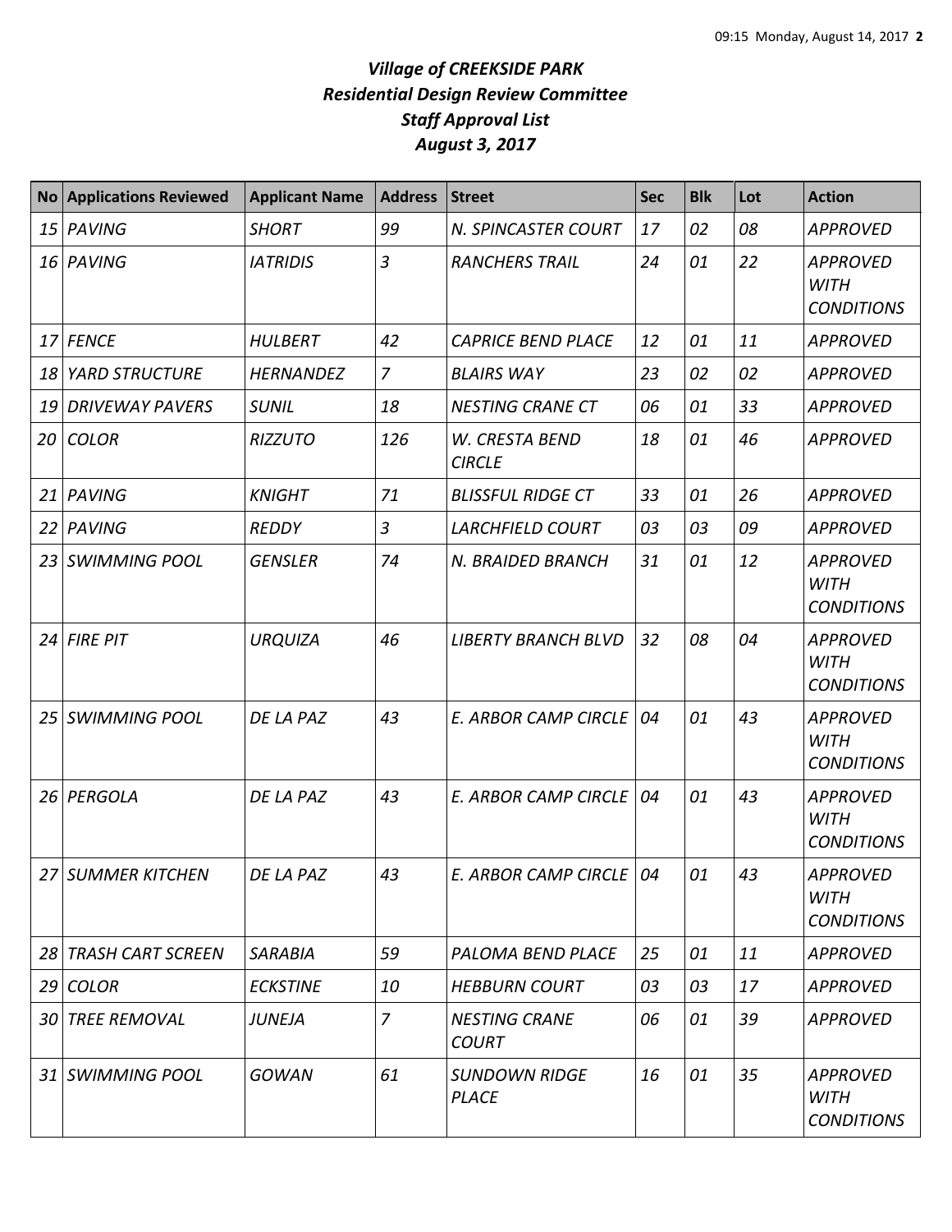# *Village of CREEKSIDE PARK*
## *Residential Design Review Committee*
## *Staff Approval List*
## *August 3, 2017*

| No | Applications Reviewed | Applicant Name | Address | Street | Sec | Blk | Lot | Action |
|---|---|---|---|---|---|---|---|---|
| *15* | *PAVING* | *SHORT* | *99* | *N. SPINCASTER COURT* | *17* | *02* | *08* | *APPROVED* |
| *16* | *PAVING* | *IATRIDIS* | *3* | *RANCHERS TRAIL* | *24* | *01* | *22* | *APPROVED WITH CONDITIONS* |
| *17* | *FENCE* | *HULBERT* | *42* | *CAPRICE BEND PLACE* | *12* | *01* | *11* | *APPROVED* |
| *18* | *YARD STRUCTURE* | *HERNANDEZ* | *7* | *BLAIRS WAY* | *23* | *02* | *02* | *APPROVED* |
| *19* | *DRIVEWAY PAVERS* | *SUNIL* | *18* | *NESTING CRANE CT* | *06* | *01* | *33* | *APPROVED* |
| *20* | *COLOR* | *RIZZUTO* | *126* | *W. CRESTA BEND CIRCLE* | *18* | *01* | *46* | *APPROVED* |
| *21* | *PAVING* | *KNIGHT* | *71* | *BLISSFUL RIDGE CT* | *33* | *01* | *26* | *APPROVED* |
| *22* | *PAVING* | *REDDY* | *3* | *LARCHFIELD COURT* | *03* | *03* | *09* | *APPROVED* |
| *23* | *SWIMMING POOL* | *GENSLER* | *74* | *N. BRAIDED BRANCH* | *31* | *01* | *12* | *APPROVED WITH CONDITIONS* |
| *24* | *FIRE PIT* | *URQUIZA* | *46* | *LIBERTY BRANCH BLVD* | *32* | *08* | *04* | *APPROVED WITH CONDITIONS* |
| *25* | *SWIMMING POOL* | *DE LA PAZ* | *43* | *E. ARBOR CAMP CIRCLE* | *04* | *01* | *43* | *APPROVED WITH CONDITIONS* |
| *26* | *PERGOLA* | *DE LA PAZ* | *43* | *E. ARBOR CAMP CIRCLE* | *04* | *01* | *43* | *APPROVED WITH CONDITIONS* |
| *27* | *SUMMER KITCHEN* | *DE LA PAZ* | *43* | *E. ARBOR CAMP CIRCLE* | *04* | *01* | *43* | *APPROVED WITH CONDITIONS* |
| *28* | *TRASH CART SCREEN* | *SARABIA* | *59* | *PALOMA BEND PLACE* | *25* | *01* | *11* | *APPROVED* |
| *29* | *COLOR* | *ECKSTINE* | *10* | *HEBBURN COURT* | *03* | *03* | *17* | *APPROVED* |
| *30* | *TREE REMOVAL* | *JUNEJA* | *7* | *NESTING CRANE COURT* | *06* | *01* | *39* | *APPROVED* |
| *31* | *SWIMMING POOL* | *GOWAN* | *61* | *SUNDOWN RIDGE PLACE* | *16* | *01* | *35* | *APPROVED WITH CONDITIONS* |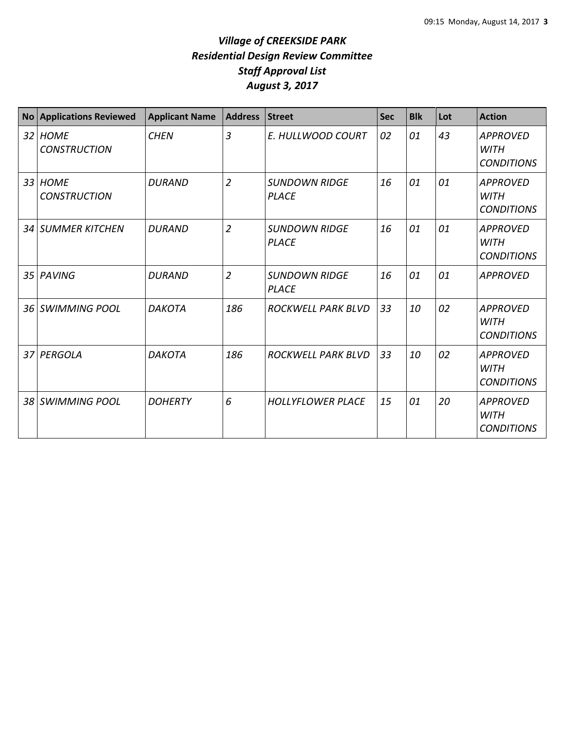# *Village of CREEKSIDE PARK*
# *Residential Design Review Committee*
# *Staff Approval List*
# *August 3, 2017*

| No | Applications Reviewed | Applicant Name | Address | Street | Sec | Blk | Lot | Action |
|---|---|---|---|---|---|---|---|---|
| *32* | *HOME CONSTRUCTION* | *CHEN* | *3* | *E. HULLWOOD COURT* | *02* | *01* | *43* | *APPROVED WITH CONDITIONS* |
| *33* | *HOME CONSTRUCTION* | *DURAND* | *2* | *SUNDOWN RIDGE PLACE* | *16* | *01* | *01* | *APPROVED WITH CONDITIONS* |
| *34* | *SUMMER KITCHEN* | *DURAND* | *2* | *SUNDOWN RIDGE PLACE* | *16* | *01* | *01* | *APPROVED WITH CONDITIONS* |
| *35* | *PAVING* | *DURAND* | *2* | *SUNDOWN RIDGE PLACE* | *16* | *01* | *01* | *APPROVED* |
| *36* | *SWIMMING POOL* | *DAKOTA* | *186* | *ROCKWELL PARK BLVD* | *33* | *10* | *02* | *APPROVED WITH CONDITIONS* |
| *37* | *PERGOLA* | *DAKOTA* | *186* | *ROCKWELL PARK BLVD* | *33* | *10* | *02* | *APPROVED WITH CONDITIONS* |
| *38* | *SWIMMING POOL* | *DOHERTY* | *6* | *HOLLYFLOWER PLACE* | *15* | *01* | *20* | *APPROVED WITH CONDITIONS* |